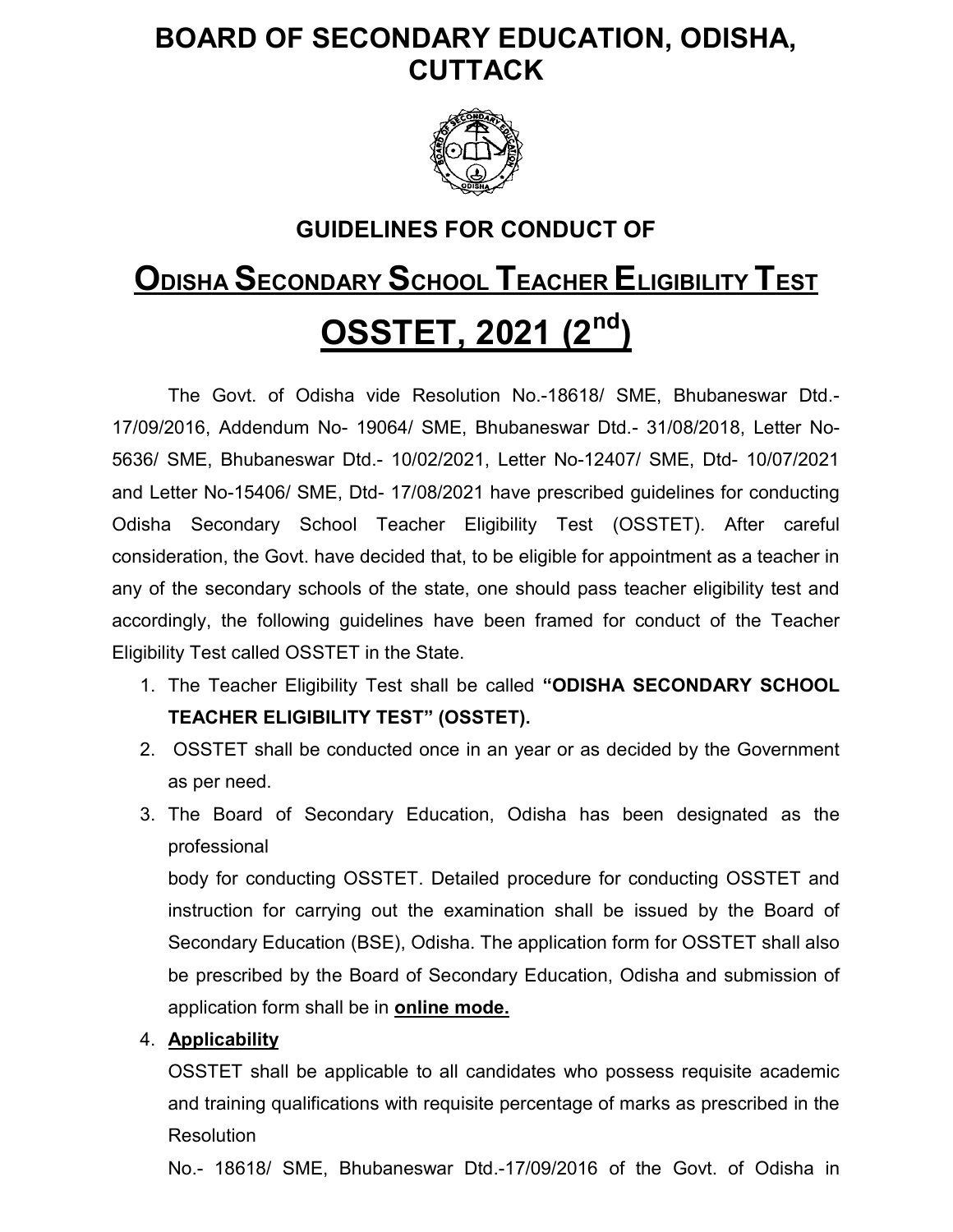# BOARD OF SECONDARY EDUCATION, ODISHA, CUTTACK

## GUIDELINES FOR CONDUCT OF

# ODISHA SECONDARY SCHOOL TEACHER ELIGIBILITY TEST

# OSSTET, 2021 (2nd)

The Govt. of Odisha vide Resolution No.-18618/ SME, Bhubaneswar Dtd.- 17/09/2016, Addendum No- 19064/ SME, Bhubaneswar Dtd.- 31/08/2018, Letter No-5636/ SME, Bhubaneswar Dtd.- 10/02/2021, Letter No-12407/ SME, Dtd- 10/07/2021 and Letter No-15406/ SME, Dtd- 17/08/2021 have prescribed guidelines for conducting Odisha Secondary School Teacher Eligibility Test (OSSTET). After careful consideration, the Govt. have decided that, to be eligible for appointment as a teacher in any of the secondary schools of the state, one should pass teacher eligibility test and accordingly, the following guidelines have been framed for conduct of the Teacher Eligibility Test called OSSTET in the State.

1. The Teacher Eligibility Test shall be called **"ODISHA SECONDARY SCHOOL TEACHER ELIGIBILITY TEST" (OSSTET).**
2. OSSTET shall be conducted once in an year or as decided by the Government as per need.
3. The Board of Secondary Education, Odisha has been designated as the professional body for conducting OSSTET. Detailed procedure for conducting OSSTET and instruction for carrying out the examination shall be issued by the Board of Secondary Education (BSE), Odisha. The application form for OSSTET shall also be prescribed by the Board of Secondary Education, Odisha and submission of application form shall be in **online mode.**
4. **Applicability**

   OSSTET shall be applicable to all candidates who possess requisite academic and training qualifications with requisite percentage of marks as prescribed in the Resolution No.- 18618/ SME, Bhubaneswar Dtd.-17/09/2016 of the Govt. of Odisha in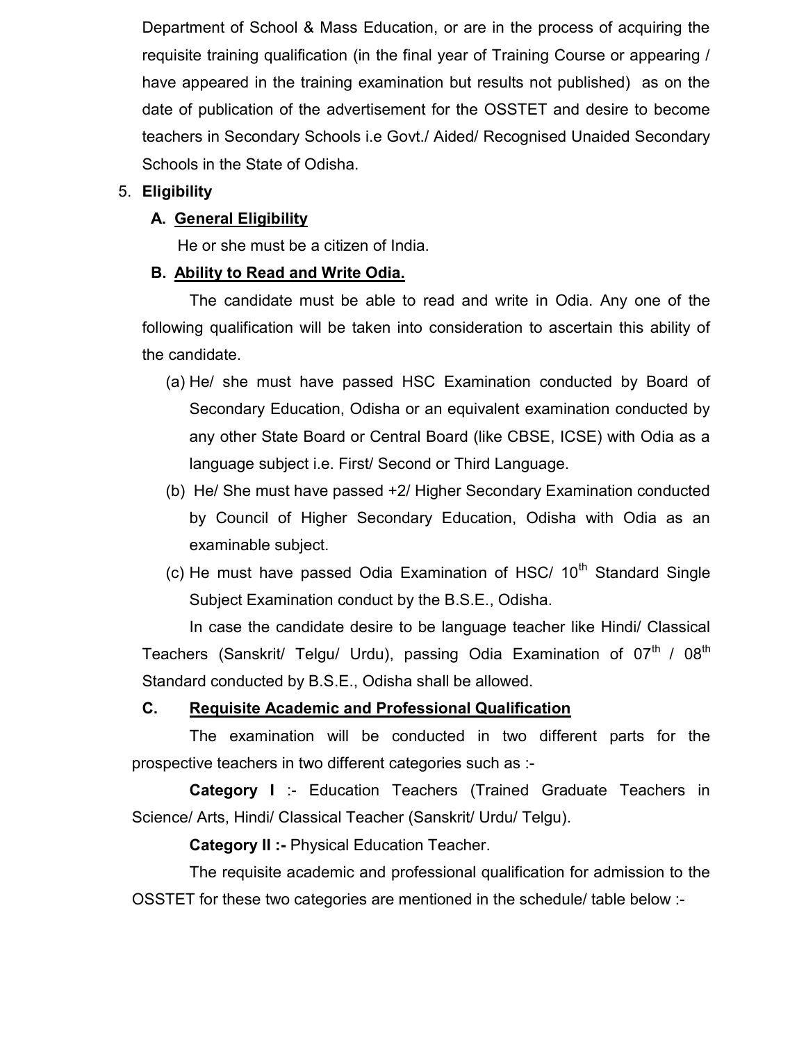Department of School & Mass Education, or are in the process of acquiring the requisite training qualification (in the final year of Training Course or appearing / have appeared in the training examination but results not published) as on the date of publication of the advertisement for the OSSTET and desire to become teachers in Secondary Schools i.e Govt./ Aided/ Recognised Unaided Secondary Schools in the State of Odisha.

5. **Eligibility**

   **A. General Eligibility**

   He or she must be a citizen of India.

   **B. Ability to Read and Write Odia.**

   The candidate must be able to read and write in Odia. Any one of the following qualification will be taken into consideration to ascertain this ability of the candidate.

   (a) He/ she must have passed HSC Examination conducted by Board of Secondary Education, Odisha or an equivalent examination conducted by any other State Board or Central Board (like CBSE, ICSE) with Odia as a language subject i.e. First/ Second or Third Language.

   (b) He/ She must have passed +2/ Higher Secondary Examination conducted by Council of Higher Secondary Education, Odisha with Odia as an examinable subject.

   (c) He must have passed Odia Examination of HSC/ 10th Standard Single Subject Examination conduct by the B.S.E., Odisha.

   In case the candidate desire to be language teacher like Hindi/ Classical Teachers (Sanskrit/ Telgu/ Urdu), passing Odia Examination of 07th / 08th Standard conducted by B.S.E., Odisha shall be allowed.

   **C. Requisite Academic and Professional Qualification**

   The examination will be conducted in two different parts for the prospective teachers in two different categories such as :-

   **Category I** :- Education Teachers (Trained Graduate Teachers in Science/ Arts, Hindi/ Classical Teacher (Sanskrit/ Urdu/ Telgu).

   **Category II :-** Physical Education Teacher.

   The requisite academic and professional qualification for admission to the OSSTET for these two categories are mentioned in the schedule/ table below :-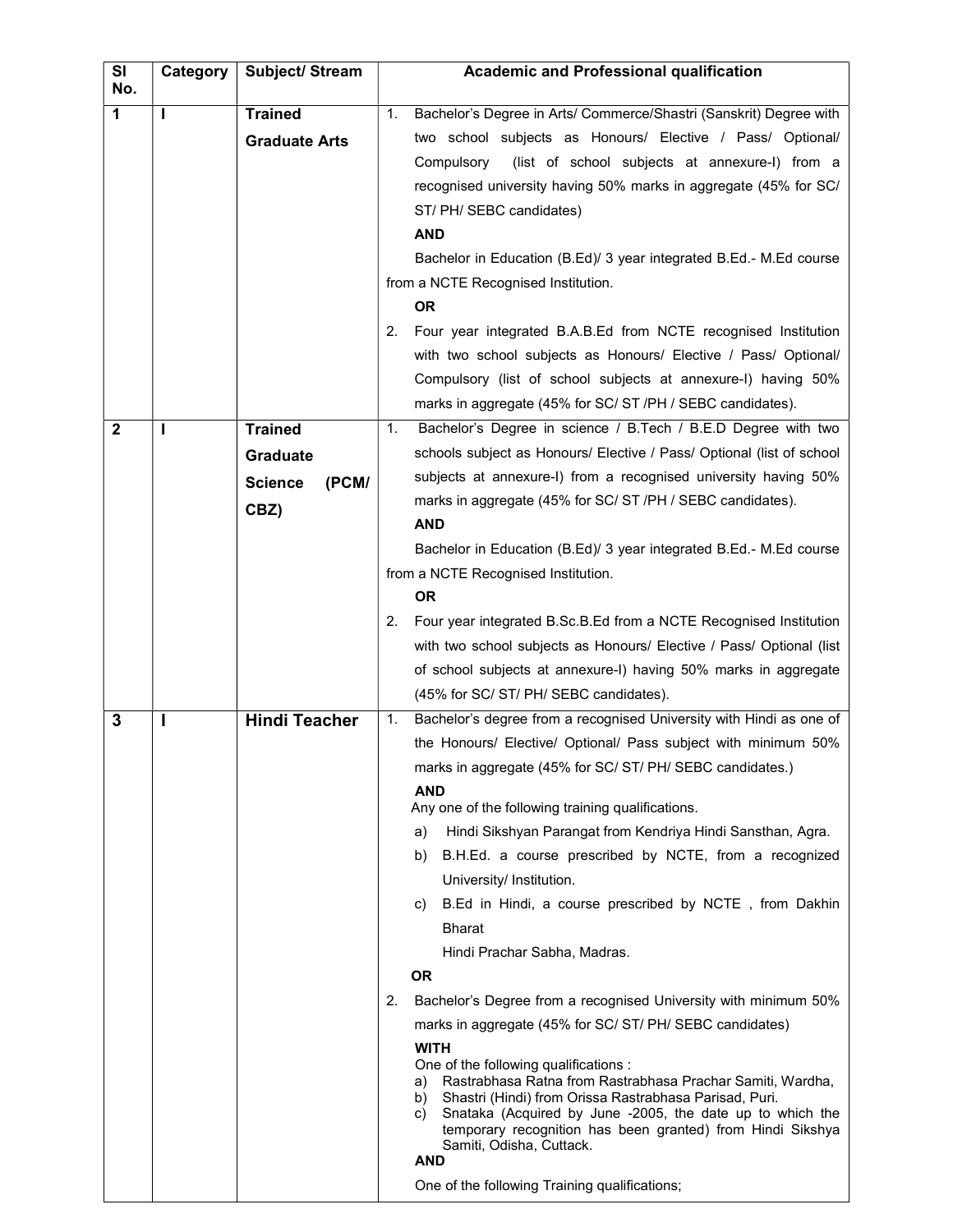| Sl No. | Category | Subject/ Stream | Academic and Professional qualification |
|---|---|---|---|
| 1 | I | **Trained Graduate Arts** | 1. Bachelor's Degree in Arts/ Commerce/Shastri (Sanskrit) Degree with two school subjects as Honours/ Elective / Pass/ Optional/ Compulsory (list of school subjects at annexure-I) from a recognised university having 50% marks in aggregate (45% for SC/ ST/ PH/ SEBC candidates)<br>**AND**<br>Bachelor in Education (B.Ed)/ 3 year integrated B.Ed.- M.Ed course from a NCTE Recognised Institution.<br>**OR**<br>2. Four year integrated B.A.B.Ed from NCTE recognised Institution with two school subjects as Honours/ Elective / Pass/ Optional/ Compulsory (list of school subjects at annexure-I) having 50% marks in aggregate (45% for SC/ ST /PH / SEBC candidates). |
| 2 | I | **Trained Graduate Science (PCM/ CBZ)** | 1. Bachelor's Degree in science / B.Tech / B.E.D Degree with two schools subject as Honours/ Elective / Pass/ Optional (list of school subjects at annexure-I) from a recognised university having 50% marks in aggregate (45% for SC/ ST /PH / SEBC candidates).<br>**AND**<br>Bachelor in Education (B.Ed)/ 3 year integrated B.Ed.- M.Ed course from a NCTE Recognised Institution.<br>**OR**<br>2. Four year integrated B.Sc.B.Ed from a NCTE Recognised Institution with two school subjects as Honours/ Elective / Pass/ Optional (list of school subjects at annexure-I) having 50% marks in aggregate (45% for SC/ ST/ PH/ SEBC candidates). |
| 3 | I | **Hindi Teacher** | 1. Bachelor's degree from a recognised University with Hindi as one of the Honours/ Elective/ Optional/ Pass subject with minimum 50% marks in aggregate (45% for SC/ ST/ PH/ SEBC candidates.)<br>**AND**<br>Any one of the following training qualifications.<br>a) Hindi Sikshyan Parangat from Kendriya Hindi Sansthan, Agra.<br>b) B.H.Ed. a course prescribed by NCTE, from a recognized University/ Institution.<br>c) B.Ed in Hindi, a course prescribed by NCTE , from Dakhin Bharat Hindi Prachar Sabha, Madras.<br>**OR**<br>2. Bachelor's Degree from a recognised University with minimum 50% marks in aggregate (45% for SC/ ST/ PH/ SEBC candidates)<br>**WITH**<br>One of the following qualifications :<br>a) Rastrabhasa Ratna from Rastrabhasa Prachar Samiti, Wardha,<br>b) Shastri (Hindi) from Orissa Rastrabhasa Parisad, Puri.<br>c) Snataka (Acquired by June -2005, the date up to which the temporary recognition has been granted) from Hindi Sikshya Samiti, Odisha, Cuttack.<br>**AND**<br>One of the following Training qualifications; |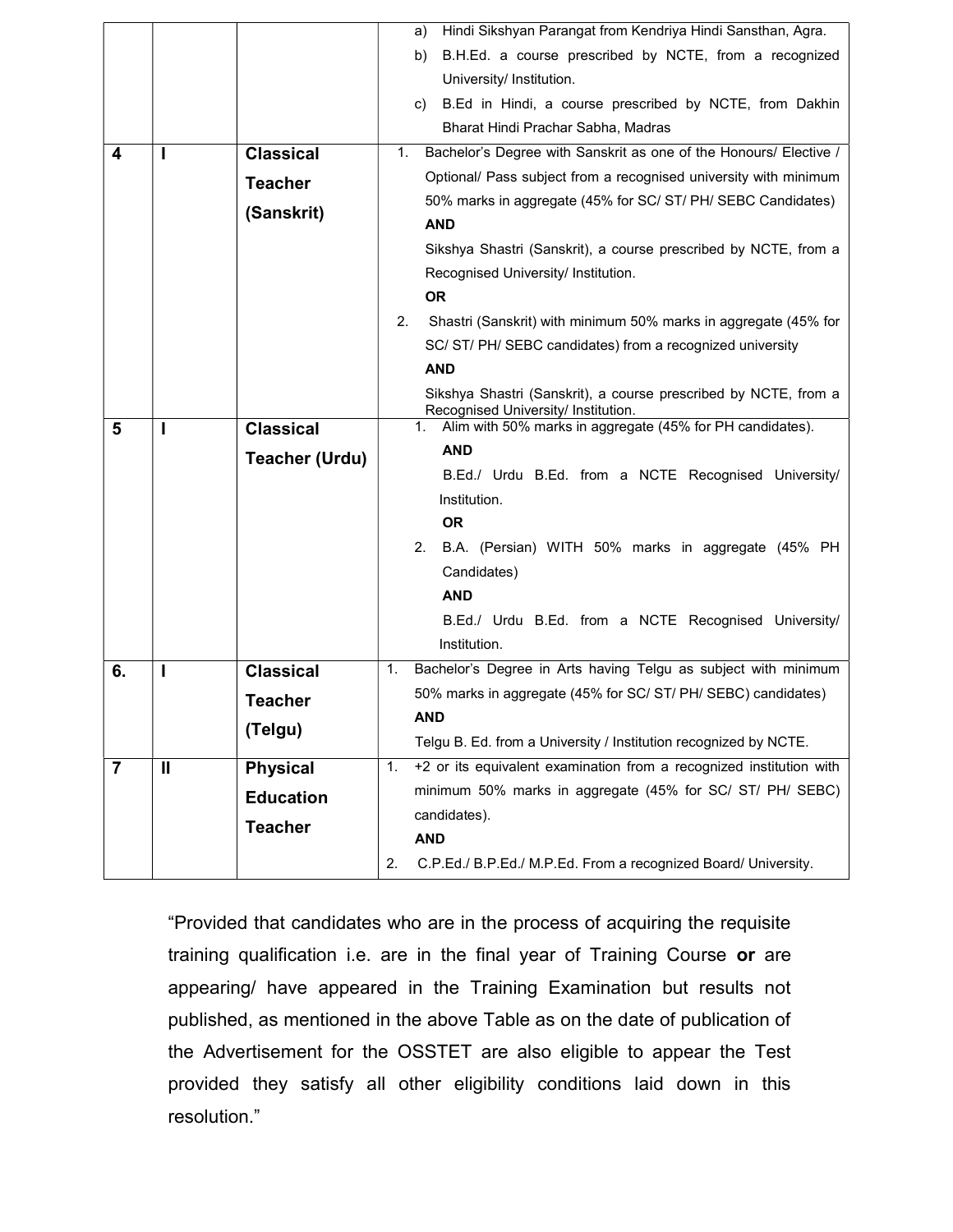| | | | |
|---|---|---|---|
| | | | a) Hindi Sikshyan Parangat from Kendriya Hindi Sansthan, Agra.<br>b) B.H.Ed. a course prescribed by NCTE, from a recognized University/ Institution.<br>c) B.Ed in Hindi, a course prescribed by NCTE, from Dakhin Bharat Hindi Prachar Sabha, Madras |
| **4** | **I** | **Classical Teacher (Sanskrit)** | 1. Bachelor's Degree with Sanskrit as one of the Honours/ Elective / Optional/ Pass subject from a recognised university with minimum 50% marks in aggregate (45% for SC/ ST/ PH/ SEBC Candidates)<br>**AND**<br>Sikshya Shastri (Sanskrit), a course prescribed by NCTE, from a Recognised University/ Institution.<br>**OR**<br>2. Shastri (Sanskrit) with minimum 50% marks in aggregate (45% for SC/ ST/ PH/ SEBC candidates) from a recognized university<br>**AND**<br>Sikshya Shastri (Sanskrit), a course prescribed by NCTE, from a Recognised University/ Institution. |
| **5** | **I** | **Classical Teacher (Urdu)** | 1. Alim with 50% marks in aggregate (45% for PH candidates).<br>**AND**<br>B.Ed./ Urdu B.Ed. from a NCTE Recognised University/ Institution.<br>**OR**<br>2. B.A. (Persian) WITH 50% marks in aggregate (45% PH Candidates)<br>**AND**<br>B.Ed./ Urdu B.Ed. from a NCTE Recognised University/ Institution. |
| **6.** | **I** | **Classical Teacher (Telgu)** | 1. Bachelor's Degree in Arts having Telgu as subject with minimum 50% marks in aggregate (45% for SC/ ST/ PH/ SEBC) candidates)<br>**AND**<br>Telgu B. Ed. from a University / Institution recognized by NCTE. |
| **7** | **II** | **Physical Education Teacher** | 1. +2 or its equivalent examination from a recognized institution with minimum 50% marks in aggregate (45% for SC/ ST/ PH/ SEBC) candidates).<br>**AND**<br>2. C.P.Ed./ B.P.Ed./ M.P.Ed. From a recognized Board/ University. |

"Provided that candidates who are in the process of acquiring the requisite training qualification i.e. are in the final year of Training Course **or** are appearing/ have appeared in the Training Examination but results not published, as mentioned in the above Table as on the date of publication of the Advertisement for the OSSTET are also eligible to appear the Test provided they satisfy all other eligibility conditions laid down in this resolution."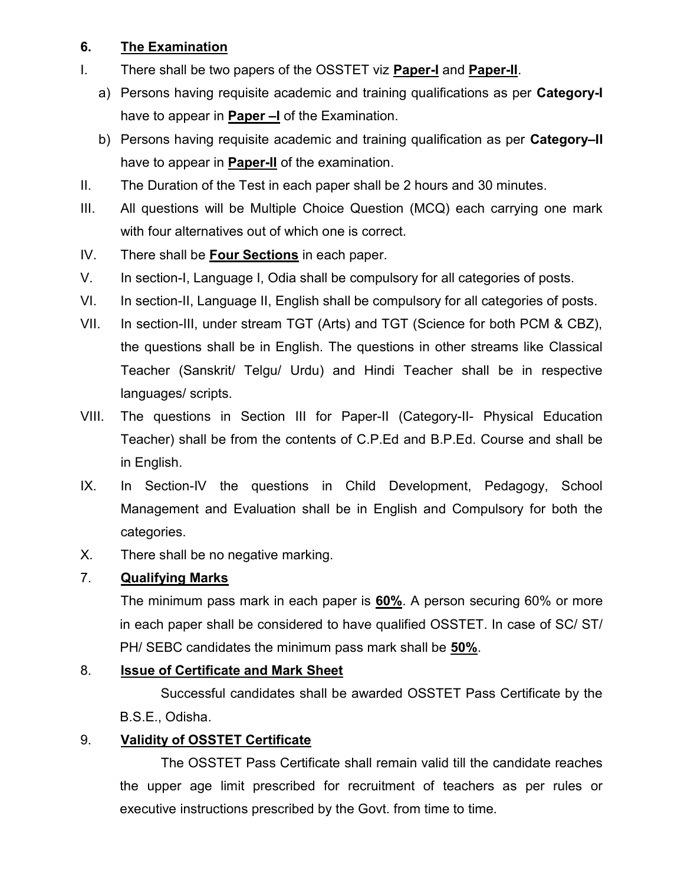## 6. The Examination

I. There shall be two papers of the OSSTET viz **Paper-I** and **Paper-II**.

   a) Persons having requisite academic and training qualifications as per **Category-I** have to appear in **Paper –I** of the Examination.

   b) Persons having requisite academic and training qualification as per **Category–II** have to appear in **Paper-II** of the examination.

II. The Duration of the Test in each paper shall be 2 hours and 30 minutes.

III. All questions will be Multiple Choice Question (MCQ) each carrying one mark with four alternatives out of which one is correct.

IV. There shall be **Four Sections** in each paper.

V. In section-I, Language I, Odia shall be compulsory for all categories of posts.

VI. In section-II, Language II, English shall be compulsory for all categories of posts.

VII. In section-III, under stream TGT (Arts) and TGT (Science for both PCM & CBZ), the questions shall be in English. The questions in other streams like Classical Teacher (Sanskrit/ Telgu/ Urdu) and Hindi Teacher shall be in respective languages/ scripts.

VIII. The questions in Section III for Paper-II (Category-II- Physical Education Teacher) shall be from the contents of C.P.Ed and B.P.Ed. Course and shall be in English.

IX. In Section-IV the questions in Child Development, Pedagogy, School Management and Evaluation shall be in English and Compulsory for both the categories.

X. There shall be no negative marking.

## 7. Qualifying Marks

The minimum pass mark in each paper is **60%**. A person securing 60% or more in each paper shall be considered to have qualified OSSTET. In case of SC/ ST/ PH/ SEBC candidates the minimum pass mark shall be **50%**.

## 8. Issue of Certificate and Mark Sheet

Successful candidates shall be awarded OSSTET Pass Certificate by the B.S.E., Odisha.

## 9. Validity of OSSTET Certificate

The OSSTET Pass Certificate shall remain valid till the candidate reaches the upper age limit prescribed for recruitment of teachers as per rules or executive instructions prescribed by the Govt. from time to time.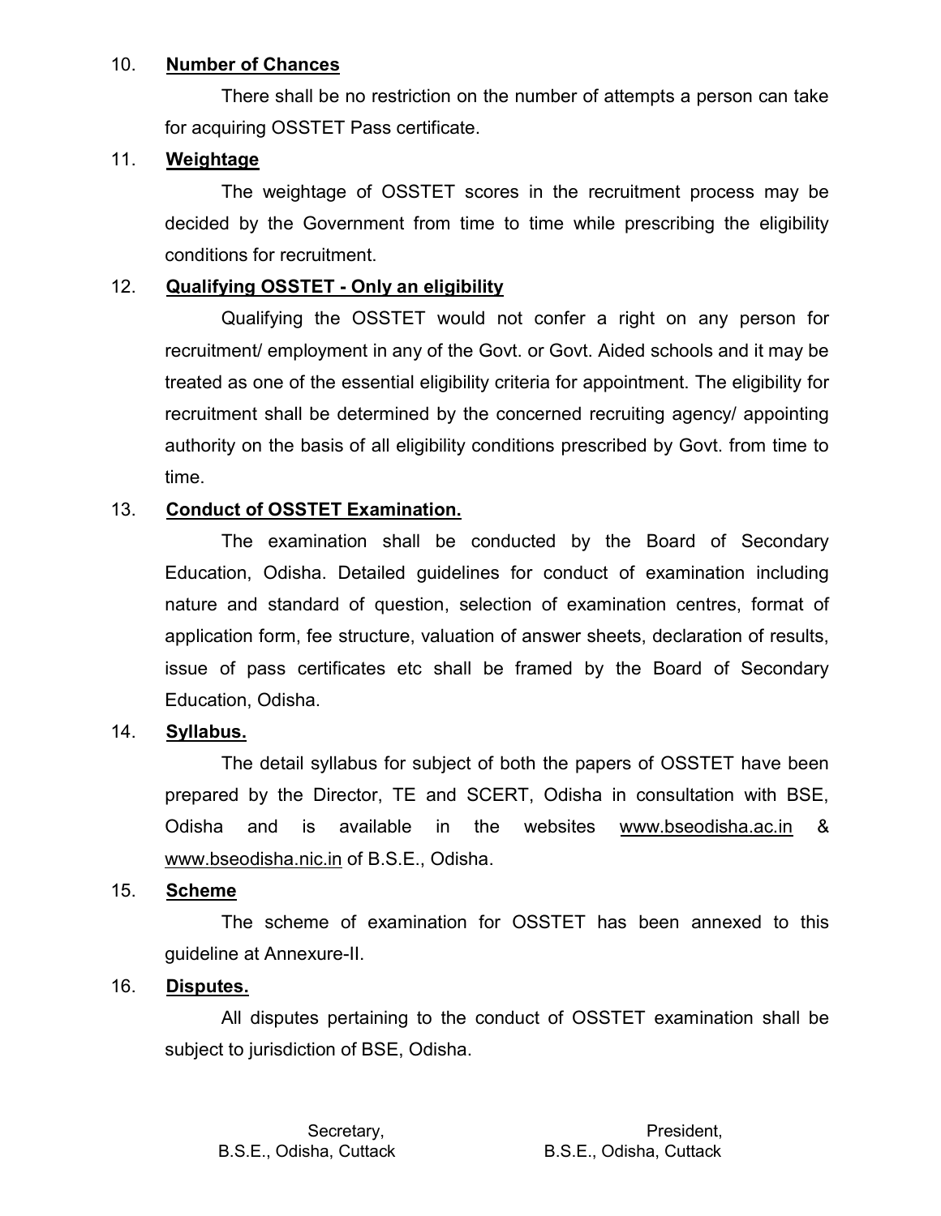10. **Number of Chances**

There shall be no restriction on the number of attempts a person can take for acquiring OSSTET Pass certificate.

11. **Weightage**

The weightage of OSSTET scores in the recruitment process may be decided by the Government from time to time while prescribing the eligibility conditions for recruitment.

12. **Qualifying OSSTET - Only an eligibility**

Qualifying the OSSTET would not confer a right on any person for recruitment/ employment in any of the Govt. or Govt. Aided schools and it may be treated as one of the essential eligibility criteria for appointment. The eligibility for recruitment shall be determined by the concerned recruiting agency/ appointing authority on the basis of all eligibility conditions prescribed by Govt. from time to time.

13. **Conduct of OSSTET Examination.**

The examination shall be conducted by the Board of Secondary Education, Odisha. Detailed guidelines for conduct of examination including nature and standard of question, selection of examination centres, format of application form, fee structure, valuation of answer sheets, declaration of results, issue of pass certificates etc shall be framed by the Board of Secondary Education, Odisha.

14. **Syllabus.**

The detail syllabus for subject of both the papers of OSSTET have been prepared by the Director, TE and SCERT, Odisha in consultation with BSE, Odisha and is available in the websites www.bseodisha.ac.in & www.bseodisha.nic.in of B.S.E., Odisha.

15. **Scheme**

The scheme of examination for OSSTET has been annexed to this guideline at Annexure-II.

16. **Disputes.**

All disputes pertaining to the conduct of OSSTET examination shall be subject to jurisdiction of BSE, Odisha.

Secretary,
B.S.E., Odisha, Cuttack

President,
B.S.E., Odisha, Cuttack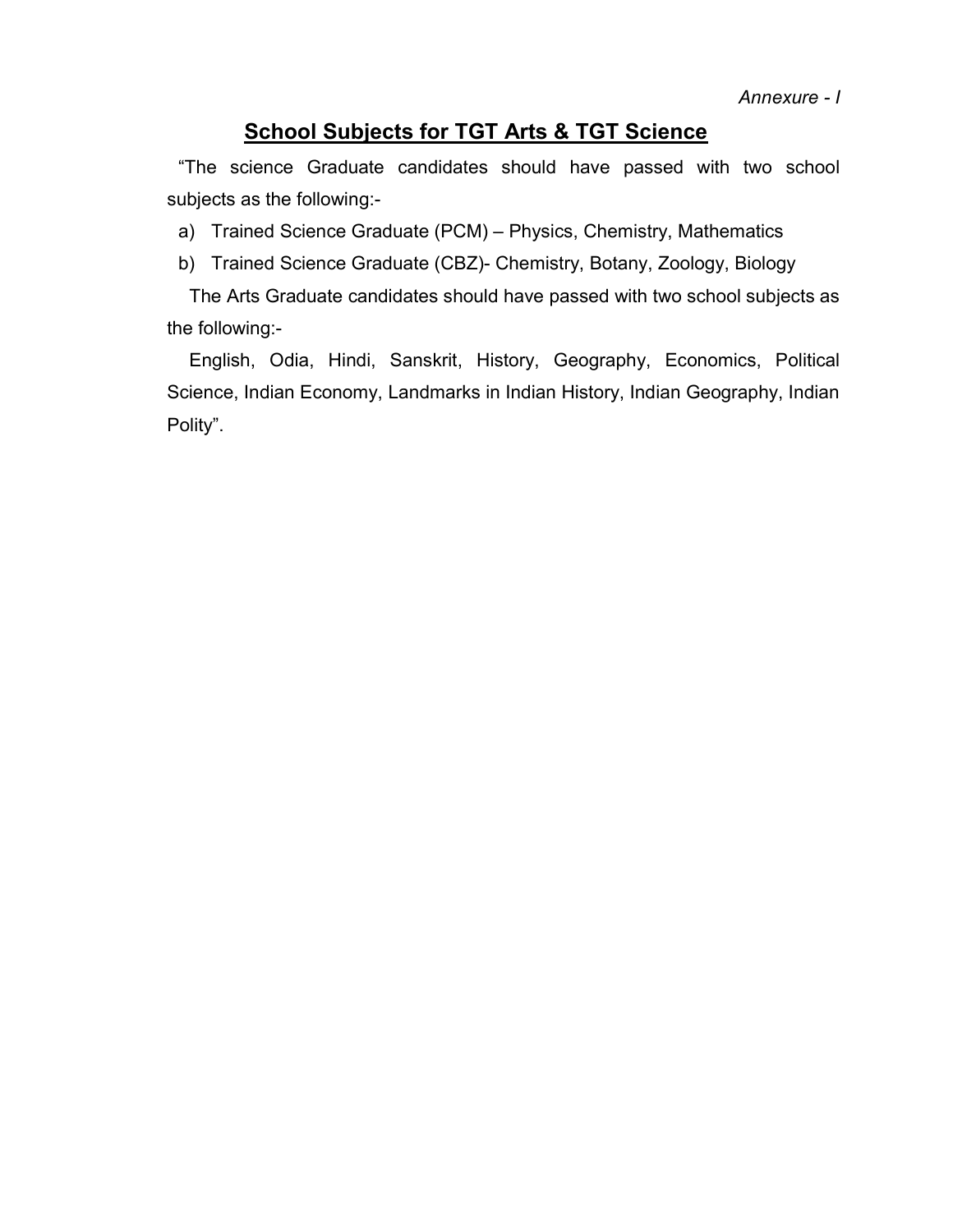*Annexure - I*

## School Subjects for TGT Arts & TGT Science

"The science Graduate candidates should have passed with two school subjects as the following:-

a) Trained Science Graduate (PCM) – Physics, Chemistry, Mathematics

b) Trained Science Graduate (CBZ)- Chemistry, Botany, Zoology, Biology

The Arts Graduate candidates should have passed with two school subjects as the following:-

English, Odia, Hindi, Sanskrit, History, Geography, Economics, Political Science, Indian Economy, Landmarks in Indian History, Indian Geography, Indian Polity".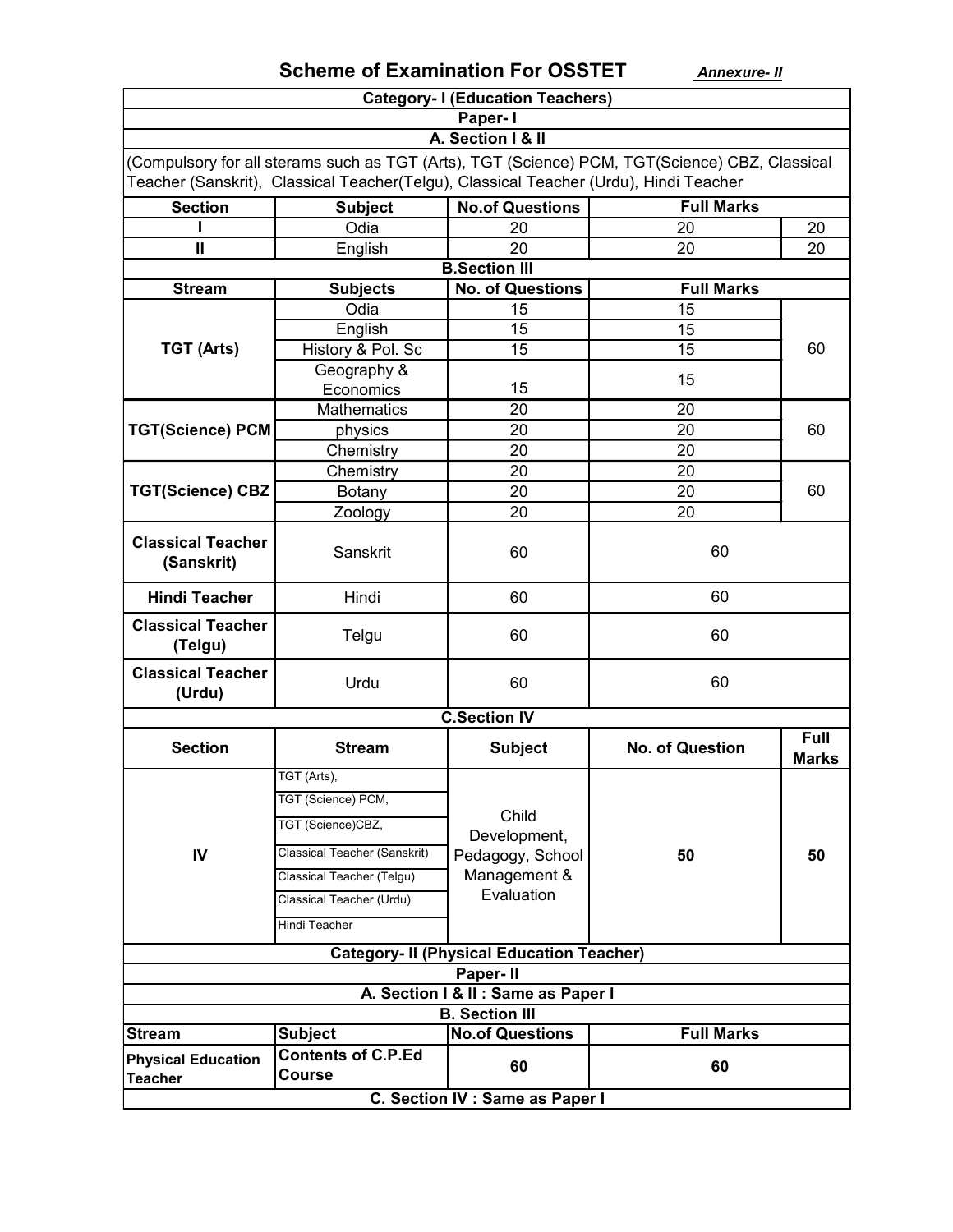## Scheme of Examination For OSSTET

***Annexure- II***

**Category- I (Education Teachers)**

**Paper- I**

**A. Section I & II**

(Compulsory for all sterams such as TGT (Arts), TGT (Science) PCM, TGT(Science) CBZ, Classical Teacher (Sanskrit), Classical Teacher(Telgu), Classical Teacher (Urdu), Hindi Teacher

| Section | Subject | No.of Questions | Full Marks | |
|---|---|---|---|---|
| I | Odia | 20 | 20 | 20 |
| II | English | 20 | 20 | 20 |

**B.Section III**

| Stream | Subjects | No. of Questions | Full Marks | |
|---|---|---|---|---|
| TGT (Arts) | Odia | 15 | 15 | 60 |
| | English | 15 | 15 | |
| | History & Pol. Sc | 15 | 15 | |
| | Geography & Economics | 15 | 15 | |
| TGT(Science) PCM | Mathematics | 20 | 20 | 60 |
| | physics | 20 | 20 | |
| | Chemistry | 20 | 20 | |
| TGT(Science) CBZ | Chemistry | 20 | 20 | 60 |
| | Botany | 20 | 20 | |
| | Zoology | 20 | 20 | |
| Classical Teacher (Sanskrit) | Sanskrit | 60 | 60 | |
| Hindi Teacher | Hindi | 60 | 60 | |
| Classical Teacher (Telgu) | Telgu | 60 | 60 | |
| Classical Teacher (Urdu) | Urdu | 60 | 60 | |

**C.Section IV**

| Section | Stream | Subject | No. of Question | Full Marks |
|---|---|---|---|---|
| IV | TGT (Arts), TGT (Science) PCM, TGT (Science)CBZ, Classical Teacher (Sanskrit), Classical Teacher (Telgu), Classical Teacher (Urdu), Hindi Teacher | Child Development, Pedagogy, School Management & Evaluation | 50 | 50 |

**Category- II (Physical Education Teacher)**

**Paper- II**

**A. Section I & II : Same as Paper I**

**B. Section III**

| Stream | Subject | No.of Questions | Full Marks |
|---|---|---|---|
| Physical Education Teacher | Contents of C.P.Ed Course | 60 | 60 |

**C. Section IV : Same as Paper I**